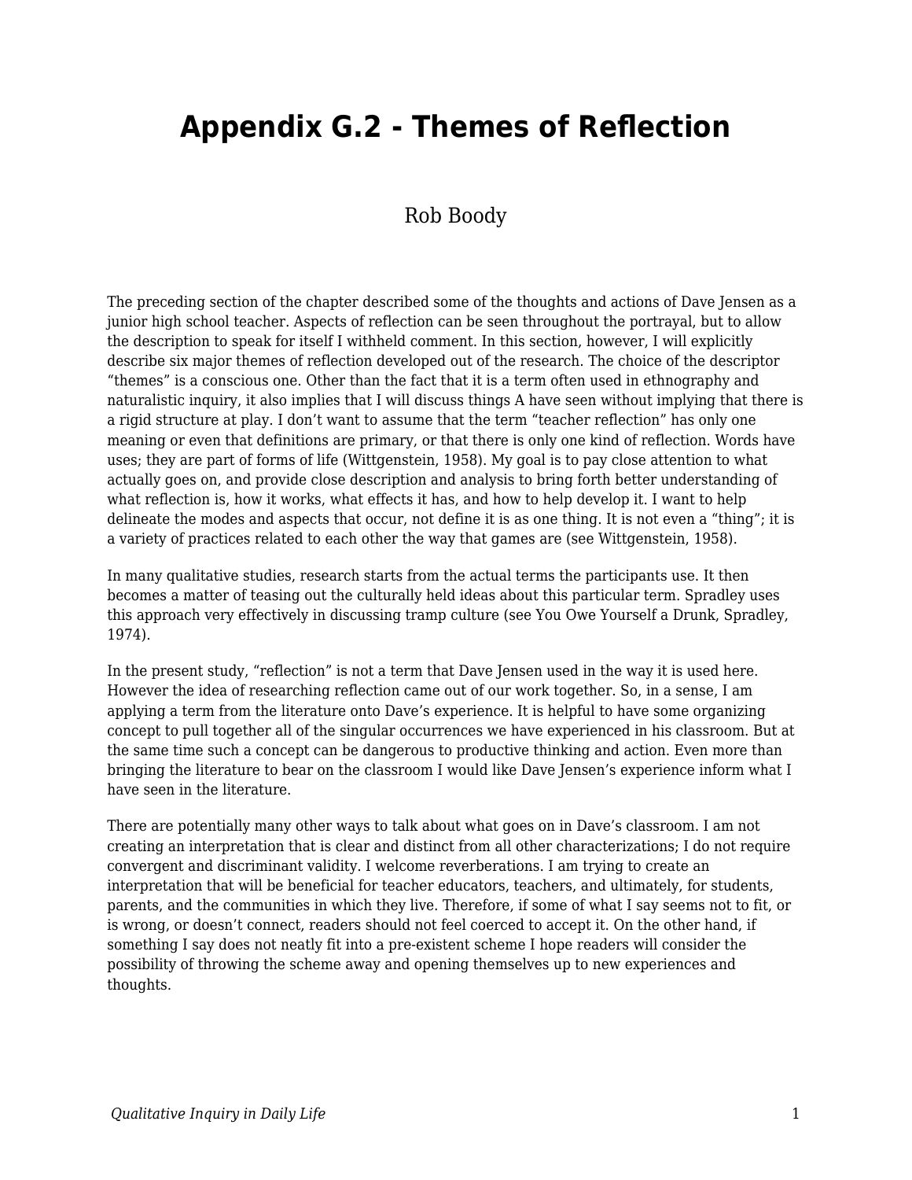# Appendix G.2 - Themes of Reflection

Rob Boody

The preceding section of the chapter described some of the thoughts and actions of Dave Jensen as a junior high school teacher. Aspects of reflection can be seen throughout the portrayal, but to allow the description to speak for itself I withheld comment. In this section, however, I will explicitly describe six major themes of reflection developed out of the research. The choice of the descriptor "themes" is a conscious one. Other than the fact that it is a term often used in ethnography and naturalistic inquiry, it also implies that I will discuss things A have seen without implying that there is a rigid structure at play. I don't want to assume that the term "teacher reflection" has only one meaning or even that definitions are primary, or that there is only one kind of reflection. Words have uses; they are part of forms of life (Wittgenstein, 1958). My goal is to pay close attention to what actually goes on, and provide close description and analysis to bring forth better understanding of what reflection is, how it works, what effects it has, and how to help develop it. I want to help delineate the modes and aspects that occur, not define it is as one thing. It is not even a "thing"; it is a variety of practices related to each other the way that games are (see Wittgenstein, 1958).

In many qualitative studies, research starts from the actual terms the participants use. It then becomes a matter of teasing out the culturally held ideas about this particular term. Spradley uses this approach very effectively in discussing tramp culture (see You Owe Yourself a Drunk, Spradley, 1974).

In the present study, "reflection" is not a term that Dave Jensen used in the way it is used here. However the idea of researching reflection came out of our work together. So, in a sense, I am applying a term from the literature onto Dave's experience. It is helpful to have some organizing concept to pull together all of the singular occurrences we have experienced in his classroom. But at the same time such a concept can be dangerous to productive thinking and action. Even more than bringing the literature to bear on the classroom I would like Dave Jensen's experience inform what I have seen in the literature.

There are potentially many other ways to talk about what goes on in Dave's classroom. I am not creating an interpretation that is clear and distinct from all other characterizations; I do not require convergent and discriminant validity. I welcome reverberations. I am trying to create an interpretation that will be beneficial for teacher educators, teachers, and ultimately, for students, parents, and the communities in which they live. Therefore, if some of what I say seems not to fit, or is wrong, or doesn't connect, readers should not feel coerced to accept it. On the other hand, if something I say does not neatly fit into a pre-existent scheme I hope readers will consider the possibility of throwing the scheme away and opening themselves up to new experiences and thoughts.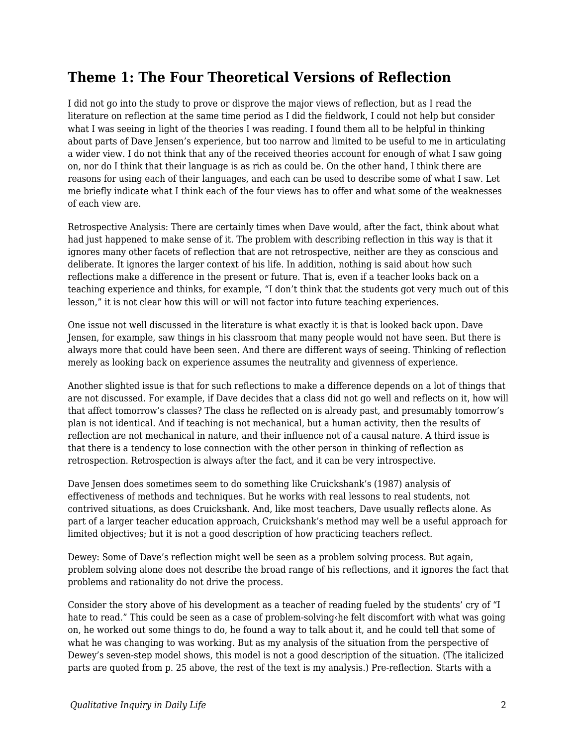## Theme 1: The Four Theoretical Versions of Reflection

I did not go into the study to prove or disprove the major views of reflection, but as I read the literature on reflection at the same time period as I did the fieldwork, I could not help but consider what I was seeing in light of the theories I was reading. I found them all to be helpful in thinking about parts of Dave Jensen's experience, but too narrow and limited to be useful to me in articulating a wider view. I do not think that any of the received theories account for enough of what I saw going on, nor do I think that their language is as rich as could be. On the other hand, I think there are reasons for using each of their languages, and each can be used to describe some of what I saw. Let me briefly indicate what I think each of the four views has to offer and what some of the weaknesses of each view are.

Retrospective Analysis: There are certainly times when Dave would, after the fact, think about what had just happened to make sense of it. The problem with describing reflection in this way is that it ignores many other facets of reflection that are not retrospective, neither are they as conscious and deliberate. It ignores the larger context of his life. In addition, nothing is said about how such reflections make a difference in the present or future. That is, even if a teacher looks back on a teaching experience and thinks, for example, "I don't think that the students got very much out of this lesson," it is not clear how this will or will not factor into future teaching experiences.

One issue not well discussed in the literature is what exactly it is that is looked back upon. Dave Jensen, for example, saw things in his classroom that many people would not have seen. But there is always more that could have been seen. And there are different ways of seeing. Thinking of reflection merely as looking back on experience assumes the neutrality and givenness of experience.

Another slighted issue is that for such reflections to make a difference depends on a lot of things that are not discussed. For example, if Dave decides that a class did not go well and reflects on it, how will that affect tomorrow's classes? The class he reflected on is already past, and presumably tomorrow's plan is not identical. And if teaching is not mechanical, but a human activity, then the results of reflection are not mechanical in nature, and their influence not of a causal nature. A third issue is that there is a tendency to lose connection with the other person in thinking of reflection as retrospection. Retrospection is always after the fact, and it can be very introspective.

Dave Jensen does sometimes seem to do something like Cruickshank's (1987) analysis of effectiveness of methods and techniques. But he works with real lessons to real students, not contrived situations, as does Cruickshank. And, like most teachers, Dave usually reflects alone. As part of a larger teacher education approach, Cruickshank's method may well be a useful approach for limited objectives; but it is not a good description of how practicing teachers reflect.

Dewey: Some of Dave's reflection might well be seen as a problem solving process. But again, problem solving alone does not describe the broad range of his reflections, and it ignores the fact that problems and rationality do not drive the process.

Consider the story above of his development as a teacher of reading fueled by the students' cry of "I hate to read." This could be seen as a case of problem-solving‹he felt discomfort with what was going on, he worked out some things to do, he found a way to talk about it, and he could tell that some of what he was changing to was working. But as my analysis of the situation from the perspective of Dewey's seven-step model shows, this model is not a good description of the situation. (The italicized parts are quoted from p. 25 above, the rest of the text is my analysis.) Pre-reflection. Starts with a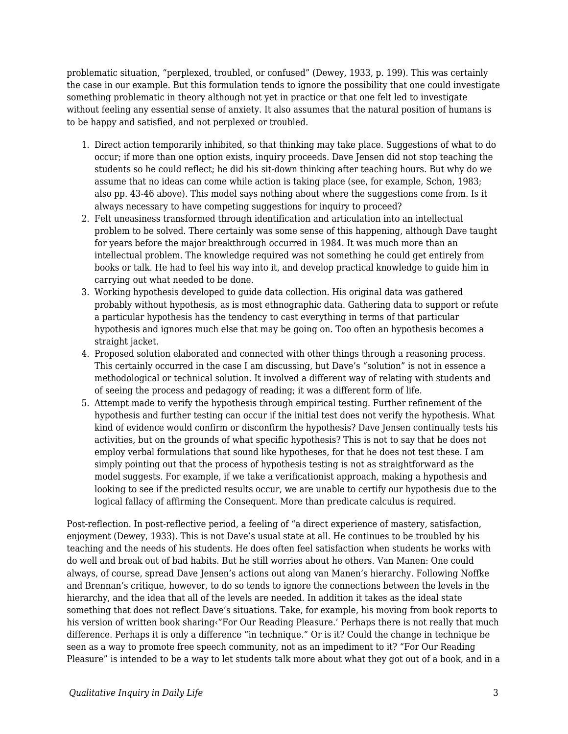problematic situation, "perplexed, troubled, or confused" (Dewey, 1933, p. 199). This was certainly the case in our example. But this formulation tends to ignore the possibility that one could investigate something problematic in theory although not yet in practice or that one felt led to investigate without feeling any essential sense of anxiety. It also assumes that the natural position of humans is to be happy and satisfied, and not perplexed or troubled.

1. Direct action temporarily inhibited, so that thinking may take place. Suggestions of what to do occur; if more than one option exists, inquiry proceeds. Dave Jensen did not stop teaching the students so he could reflect; he did his sit-down thinking after teaching hours. But why do we assume that no ideas can come while action is taking place (see, for example, Schon, 1983; also pp. 43-46 above). This model says nothing about where the suggestions come from. Is it always necessary to have competing suggestions for inquiry to proceed?
2. Felt uneasiness transformed through identification and articulation into an intellectual problem to be solved. There certainly was some sense of this happening, although Dave taught for years before the major breakthrough occurred in 1984. It was much more than an intellectual problem. The knowledge required was not something he could get entirely from books or talk. He had to feel his way into it, and develop practical knowledge to guide him in carrying out what needed to be done.
3. Working hypothesis developed to guide data collection. His original data was gathered probably without hypothesis, as is most ethnographic data. Gathering data to support or refute a particular hypothesis has the tendency to cast everything in terms of that particular hypothesis and ignores much else that may be going on. Too often an hypothesis becomes a straight jacket.
4. Proposed solution elaborated and connected with other things through a reasoning process. This certainly occurred in the case I am discussing, but Dave's "solution" is not in essence a methodological or technical solution. It involved a different way of relating with students and of seeing the process and pedagogy of reading; it was a different form of life.
5. Attempt made to verify the hypothesis through empirical testing. Further refinement of the hypothesis and further testing can occur if the initial test does not verify the hypothesis. What kind of evidence would confirm or disconfirm the hypothesis? Dave Jensen continually tests his activities, but on the grounds of what specific hypothesis? This is not to say that he does not employ verbal formulations that sound like hypotheses, for that he does not test these. I am simply pointing out that the process of hypothesis testing is not as straightforward as the model suggests. For example, if we take a verificationist approach, making a hypothesis and looking to see if the predicted results occur, we are unable to certify our hypothesis due to the logical fallacy of affirming the Consequent. More than predicate calculus is required.

Post-reflection. In post-reflective period, a feeling of "a direct experience of mastery, satisfaction, enjoyment (Dewey, 1933). This is not Dave's usual state at all. He continues to be troubled by his teaching and the needs of his students. He does often feel satisfaction when students he works with do well and break out of bad habits. But he still worries about he others. Van Manen: One could always, of course, spread Dave Jensen's actions out along van Manen's hierarchy. Following Noffke and Brennan's critique, however, to do so tends to ignore the connections between the levels in the hierarchy, and the idea that all of the levels are needed. In addition it takes as the ideal state something that does not reflect Dave's situations. Take, for example, his moving from book reports to his version of written book sharing‹"For Our Reading Pleasure.' Perhaps there is not really that much difference. Perhaps it is only a difference "in technique." Or is it? Could the change in technique be seen as a way to promote free speech community, not as an impediment to it? "For Our Reading Pleasure" is intended to be a way to let students talk more about what they got out of a book, and in a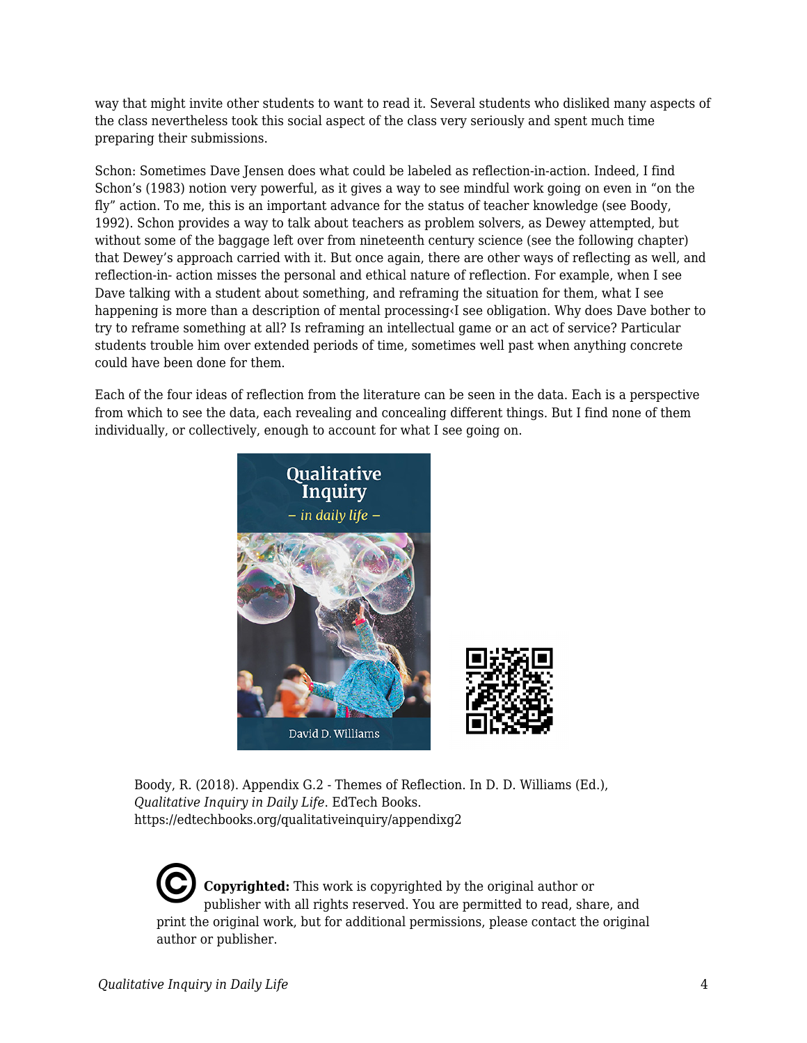way that might invite other students to want to read it. Several students who disliked many aspects of the class nevertheless took this social aspect of the class very seriously and spent much time preparing their submissions.

Schon: Sometimes Dave Jensen does what could be labeled as reflection-in-action. Indeed, I find Schon's (1983) notion very powerful, as it gives a way to see mindful work going on even in "on the fly" action. To me, this is an important advance for the status of teacher knowledge (see Boody, 1992). Schon provides a way to talk about teachers as problem solvers, as Dewey attempted, but without some of the baggage left over from nineteenth century science (see the following chapter) that Dewey's approach carried with it. But once again, there are other ways of reflecting as well, and reflection-in- action misses the personal and ethical nature of reflection. For example, when I see Dave talking with a student about something, and reframing the situation for them, what I see happening is more than a description of mental processing‹I see obligation. Why does Dave bother to try to reframe something at all? Is reframing an intellectual game or an act of service? Particular students trouble him over extended periods of time, sometimes well past when anything concrete could have been done for them.

Each of the four ideas of reflection from the literature can be seen in the data. Each is a perspective from which to see the data, each revealing and concealing different things. But I find none of them individually, or collectively, enough to account for what I see going on.

Boody, R. (2018). Appendix G.2 - Themes of Reflection. In D. D. Williams (Ed.), *Qualitative Inquiry in Daily Life*. EdTech Books. https://edtechbooks.org/qualitativeinquiry/appendixg2

**Copyrighted:** This work is copyrighted by the original author or publisher with all rights reserved. You are permitted to read, share, and print the original work, but for additional permissions, please contact the original author or publisher.